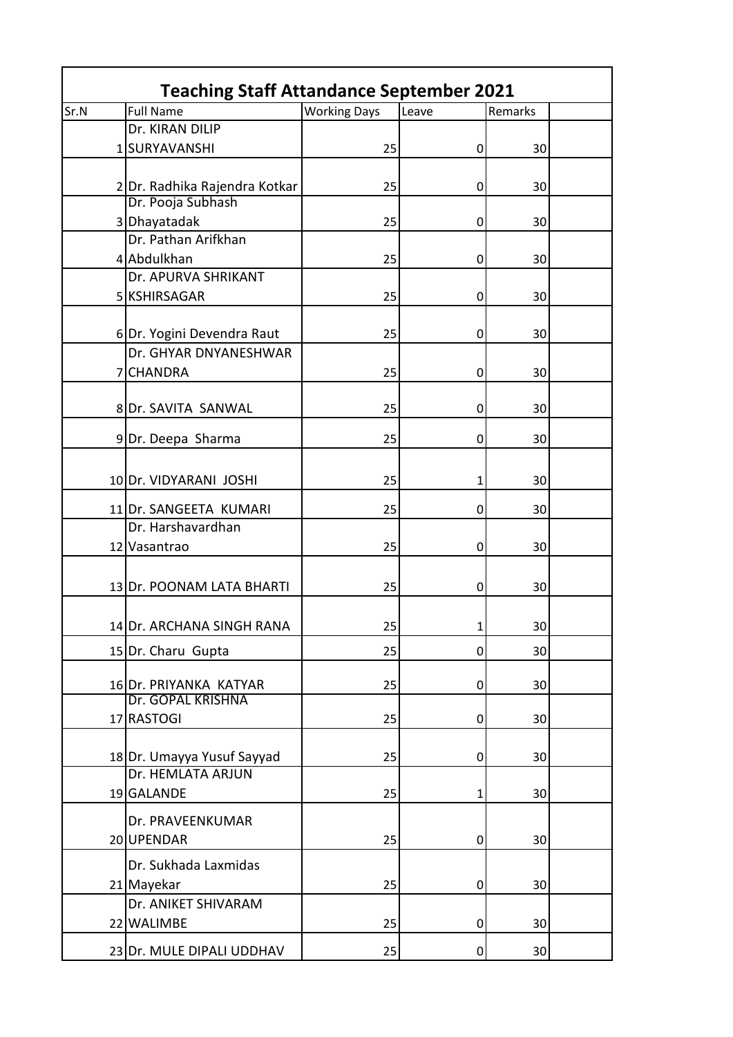# Teaching Staff Attandance September 2021

| Sr.N | Full Name | Working Days | Leave | Remarks | |
|---|---|---|---|---|---|
| 1 | Dr. KIRAN DILIP SURYAVANSHI | 25 | 0 | 30 | |
| 2 | Dr. Radhika Rajendra Kotkar | 25 | 0 | 30 | |
| 3 | Dr. Pooja Subhash Dhayatadak | 25 | 0 | 30 | |
| 4 | Dr. Pathan Arifkhan Abdulkhan | 25 | 0 | 30 | |
| 5 | Dr. APURVA SHRIKANT KSHIRSAGAR | 25 | 0 | 30 | |
| 6 | Dr. Yogini Devendra Raut | 25 | 0 | 30 | |
| 7 | Dr. GHYAR DNYANESHWAR CHANDRA | 25 | 0 | 30 | |
| 8 | Dr. SAVITA SANWAL | 25 | 0 | 30 | |
| 9 | Dr. Deepa Sharma | 25 | 0 | 30 | |
| 10 | Dr. VIDYARANI JOSHI | 25 | 1 | 30 | |
| 11 | Dr. SANGEETA KUMARI | 25 | 0 | 30 | |
| 12 | Dr. Harshavardhan Vasantrao | 25 | 0 | 30 | |
| 13 | Dr. POONAM LATA BHARTI | 25 | 0 | 30 | |
| 14 | Dr. ARCHANA SINGH RANA | 25 | 1 | 30 | |
| 15 | Dr. Charu Gupta | 25 | 0 | 30 | |
| 16 | Dr. PRIYANKA KATYAR | 25 | 0 | 30 | |
| 17 | Dr. GOPAL KRISHNA RASTOGI | 25 | 0 | 30 | |
| 18 | Dr. Umayya Yusuf Sayyad | 25 | 0 | 30 | |
| 19 | Dr. HEMLATA ARJUN GALANDE | 25 | 1 | 30 | |
| 20 | Dr. PRAVEENKUMAR UPENDAR | 25 | 0 | 30 | |
| 21 | Dr. Sukhada Laxmidas Mayekar | 25 | 0 | 30 | |
| 22 | Dr. ANIKET SHIVARAM WALIMBE | 25 | 0 | 30 | |
| 23 | Dr. MULE DIPALI UDDHAV | 25 | 0 | 30 | |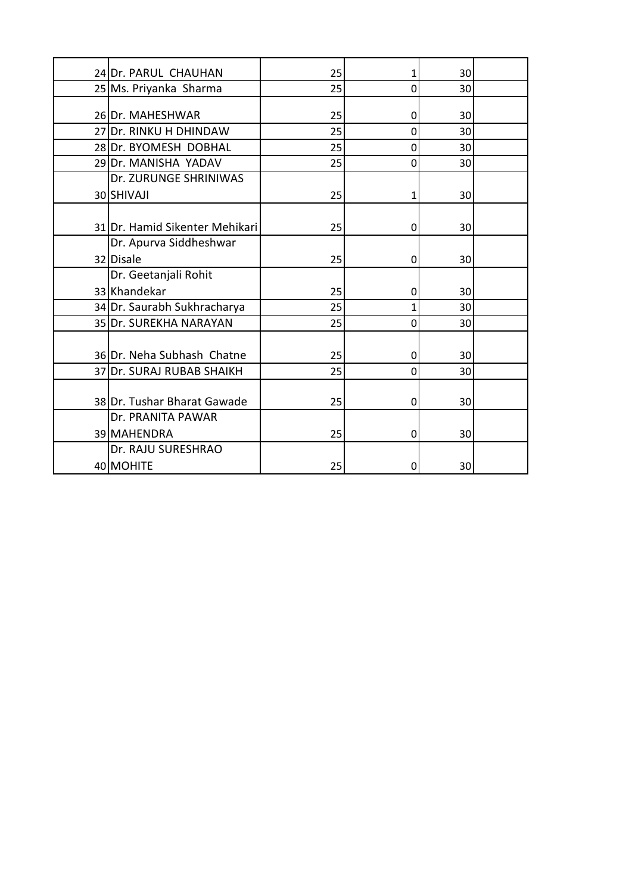| | | | | | |
|---|---|---|---|---|---|
| 24 | Dr. PARUL CHAUHAN | 25 | 1 | 30 | |
| 25 | Ms. Priyanka Sharma | 25 | 0 | 30 | |
| 26 | Dr. MAHESHWAR | 25 | 0 | 30 | |
| 27 | Dr. RINKU H DHINDAW | 25 | 0 | 30 | |
| 28 | Dr. BYOMESH DOBHAL | 25 | 0 | 30 | |
| 29 | Dr. MANISHA YADAV | 25 | 0 | 30 | |
| 30 | Dr. ZURUNGE SHRINIWAS SHIVAJI | 25 | 1 | 30 | |
| 31 | Dr. Hamid Sikenter Mehikari | 25 | 0 | 30 | |
| 32 | Dr. Apurva Siddheshwar Disale | 25 | 0 | 30 | |
| 33 | Dr. Geetanjali Rohit Khandekar | 25 | 0 | 30 | |
| 34 | Dr. Saurabh Sukhracharya | 25 | 1 | 30 | |
| 35 | Dr. SUREKHA NARAYAN | 25 | 0 | 30 | |
| 36 | Dr. Neha Subhash Chatne | 25 | 0 | 30 | |
| 37 | Dr. SURAJ RUBAB SHAIKH | 25 | 0 | 30 | |
| 38 | Dr. Tushar Bharat Gawade | 25 | 0 | 30 | |
| 39 | Dr. PRANITA PAWAR MAHENDRA | 25 | 0 | 30 | |
| 40 | Dr. RAJU SURESHRAO MOHITE | 25 | 0 | 30 | |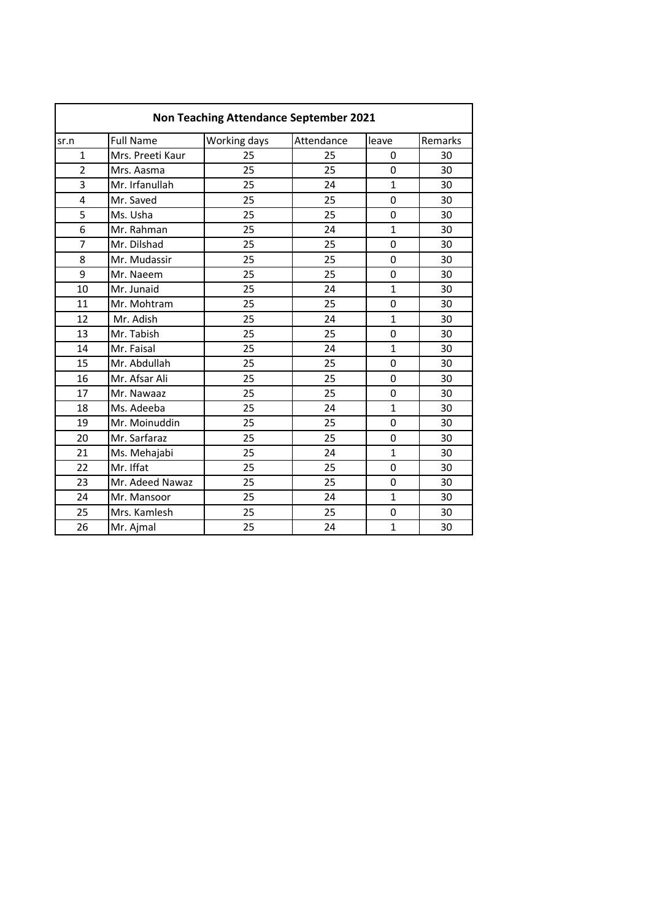| Non Teaching Attendance September 2021 | | | | | |
|---|---|---|---|---|---|
| sr.n | Full Name | Working days | Attendance | leave | Remarks |
| 1 | Mrs. Preeti Kaur | 25 | 25 | 0 | 30 |
| 2 | Mrs. Aasma | 25 | 25 | 0 | 30 |
| 3 | Mr. Irfanullah | 25 | 24 | 1 | 30 |
| 4 | Mr. Saved | 25 | 25 | 0 | 30 |
| 5 | Ms. Usha | 25 | 25 | 0 | 30 |
| 6 | Mr. Rahman | 25 | 24 | 1 | 30 |
| 7 | Mr. Dilshad | 25 | 25 | 0 | 30 |
| 8 | Mr. Mudassir | 25 | 25 | 0 | 30 |
| 9 | Mr. Naeem | 25 | 25 | 0 | 30 |
| 10 | Mr. Junaid | 25 | 24 | 1 | 30 |
| 11 | Mr. Mohtram | 25 | 25 | 0 | 30 |
| 12 | Mr. Adish | 25 | 24 | 1 | 30 |
| 13 | Mr. Tabish | 25 | 25 | 0 | 30 |
| 14 | Mr. Faisal | 25 | 24 | 1 | 30 |
| 15 | Mr. Abdullah | 25 | 25 | 0 | 30 |
| 16 | Mr. Afsar Ali | 25 | 25 | 0 | 30 |
| 17 | Mr. Nawaaz | 25 | 25 | 0 | 30 |
| 18 | Ms. Adeeba | 25 | 24 | 1 | 30 |
| 19 | Mr. Moinuddin | 25 | 25 | 0 | 30 |
| 20 | Mr. Sarfaraz | 25 | 25 | 0 | 30 |
| 21 | Ms. Mehajabi | 25 | 24 | 1 | 30 |
| 22 | Mr. Iffat | 25 | 25 | 0 | 30 |
| 23 | Mr. Adeed Nawaz | 25 | 25 | 0 | 30 |
| 24 | Mr. Mansoor | 25 | 24 | 1 | 30 |
| 25 | Mrs. Kamlesh | 25 | 25 | 0 | 30 |
| 26 | Mr. Ajmal | 25 | 24 | 1 | 30 |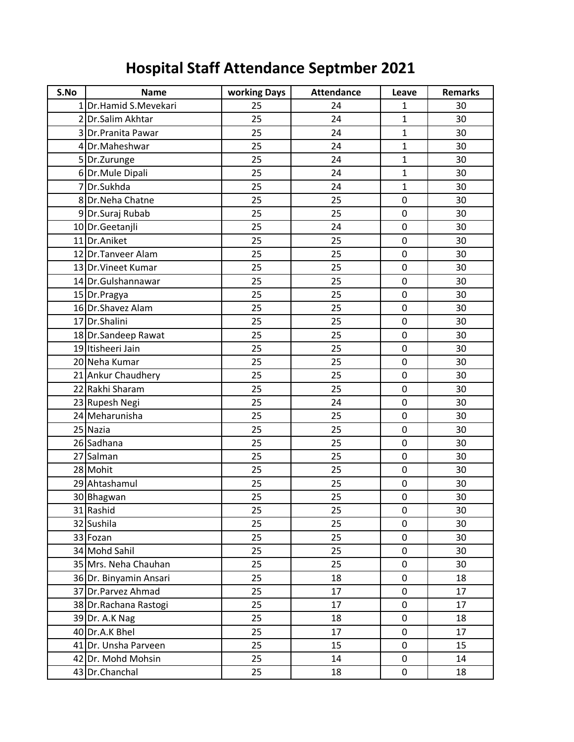# Hospital Staff Attendance Septmber 2021

| S.No | Name | working Days | Attendance | Leave | Remarks |
|---|---|---|---|---|---|
| 1 | Dr.Hamid S.Mevekari | 25 | 24 | 1 | 30 |
| 2 | Dr.Salim Akhtar | 25 | 24 | 1 | 30 |
| 3 | Dr.Pranita Pawar | 25 | 24 | 1 | 30 |
| 4 | Dr.Maheshwar | 25 | 24 | 1 | 30 |
| 5 | Dr.Zurunge | 25 | 24 | 1 | 30 |
| 6 | Dr.Mule Dipali | 25 | 24 | 1 | 30 |
| 7 | Dr.Sukhda | 25 | 24 | 1 | 30 |
| 8 | Dr.Neha Chatne | 25 | 25 | 0 | 30 |
| 9 | Dr.Suraj Rubab | 25 | 25 | 0 | 30 |
| 10 | Dr.Geetanjli | 25 | 24 | 0 | 30 |
| 11 | Dr.Aniket | 25 | 25 | 0 | 30 |
| 12 | Dr.Tanveer Alam | 25 | 25 | 0 | 30 |
| 13 | Dr.Vineet Kumar | 25 | 25 | 0 | 30 |
| 14 | Dr.Gulshannawar | 25 | 25 | 0 | 30 |
| 15 | Dr.Pragya | 25 | 25 | 0 | 30 |
| 16 | Dr.Shavez Alam | 25 | 25 | 0 | 30 |
| 17 | Dr.Shalini | 25 | 25 | 0 | 30 |
| 18 | Dr.Sandeep Rawat | 25 | 25 | 0 | 30 |
| 19 | Itisheeri Jain | 25 | 25 | 0 | 30 |
| 20 | Neha Kumar | 25 | 25 | 0 | 30 |
| 21 | Ankur Chaudhery | 25 | 25 | 0 | 30 |
| 22 | Rakhi Sharam | 25 | 25 | 0 | 30 |
| 23 | Rupesh Negi | 25 | 24 | 0 | 30 |
| 24 | Meharunisha | 25 | 25 | 0 | 30 |
| 25 | Nazia | 25 | 25 | 0 | 30 |
| 26 | Sadhana | 25 | 25 | 0 | 30 |
| 27 | Salman | 25 | 25 | 0 | 30 |
| 28 | Mohit | 25 | 25 | 0 | 30 |
| 29 | Ahtashamul | 25 | 25 | 0 | 30 |
| 30 | Bhagwan | 25 | 25 | 0 | 30 |
| 31 | Rashid | 25 | 25 | 0 | 30 |
| 32 | Sushila | 25 | 25 | 0 | 30 |
| 33 | Fozan | 25 | 25 | 0 | 30 |
| 34 | Mohd Sahil | 25 | 25 | 0 | 30 |
| 35 | Mrs. Neha Chauhan | 25 | 25 | 0 | 30 |
| 36 | Dr. Binyamin Ansari | 25 | 18 | 0 | 18 |
| 37 | Dr.Parvez Ahmad | 25 | 17 | 0 | 17 |
| 38 | Dr.Rachana Rastogi | 25 | 17 | 0 | 17 |
| 39 | Dr. A.K Nag | 25 | 18 | 0 | 18 |
| 40 | Dr.A.K Bhel | 25 | 17 | 0 | 17 |
| 41 | Dr. Unsha Parveen | 25 | 15 | 0 | 15 |
| 42 | Dr. Mohd Mohsin | 25 | 14 | 0 | 14 |
| 43 | Dr.Chanchal | 25 | 18 | 0 | 18 |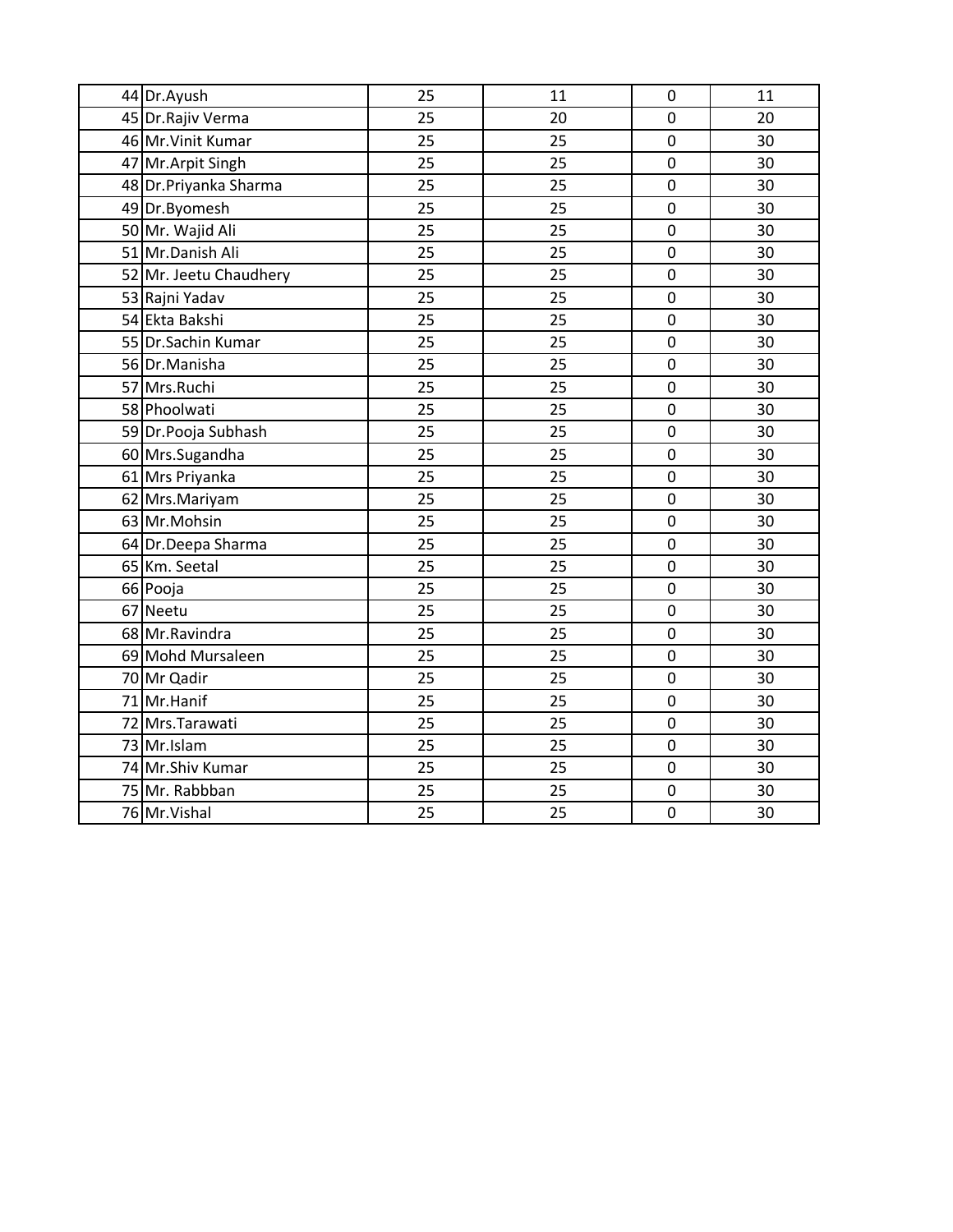| | | | | | |
|---|---|---|---|---|---|
| 44 | Dr.Ayush | 25 | 11 | 0 | 11 |
| 45 | Dr.Rajiv Verma | 25 | 20 | 0 | 20 |
| 46 | Mr.Vinit Kumar | 25 | 25 | 0 | 30 |
| 47 | Mr.Arpit Singh | 25 | 25 | 0 | 30 |
| 48 | Dr.Priyanka Sharma | 25 | 25 | 0 | 30 |
| 49 | Dr.Byomesh | 25 | 25 | 0 | 30 |
| 50 | Mr. Wajid Ali | 25 | 25 | 0 | 30 |
| 51 | Mr.Danish Ali | 25 | 25 | 0 | 30 |
| 52 | Mr. Jeetu Chaudhery | 25 | 25 | 0 | 30 |
| 53 | Rajni Yadav | 25 | 25 | 0 | 30 |
| 54 | Ekta Bakshi | 25 | 25 | 0 | 30 |
| 55 | Dr.Sachin Kumar | 25 | 25 | 0 | 30 |
| 56 | Dr.Manisha | 25 | 25 | 0 | 30 |
| 57 | Mrs.Ruchi | 25 | 25 | 0 | 30 |
| 58 | Phoolwati | 25 | 25 | 0 | 30 |
| 59 | Dr.Pooja Subhash | 25 | 25 | 0 | 30 |
| 60 | Mrs.Sugandha | 25 | 25 | 0 | 30 |
| 61 | Mrs Priyanka | 25 | 25 | 0 | 30 |
| 62 | Mrs.Mariyam | 25 | 25 | 0 | 30 |
| 63 | Mr.Mohsin | 25 | 25 | 0 | 30 |
| 64 | Dr.Deepa Sharma | 25 | 25 | 0 | 30 |
| 65 | Km. Seetal | 25 | 25 | 0 | 30 |
| 66 | Pooja | 25 | 25 | 0 | 30 |
| 67 | Neetu | 25 | 25 | 0 | 30 |
| 68 | Mr.Ravindra | 25 | 25 | 0 | 30 |
| 69 | Mohd Mursaleen | 25 | 25 | 0 | 30 |
| 70 | Mr Qadir | 25 | 25 | 0 | 30 |
| 71 | Mr.Hanif | 25 | 25 | 0 | 30 |
| 72 | Mrs.Tarawati | 25 | 25 | 0 | 30 |
| 73 | Mr.Islam | 25 | 25 | 0 | 30 |
| 74 | Mr.Shiv Kumar | 25 | 25 | 0 | 30 |
| 75 | Mr. Rabbban | 25 | 25 | 0 | 30 |
| 76 | Mr.Vishal | 25 | 25 | 0 | 30 |